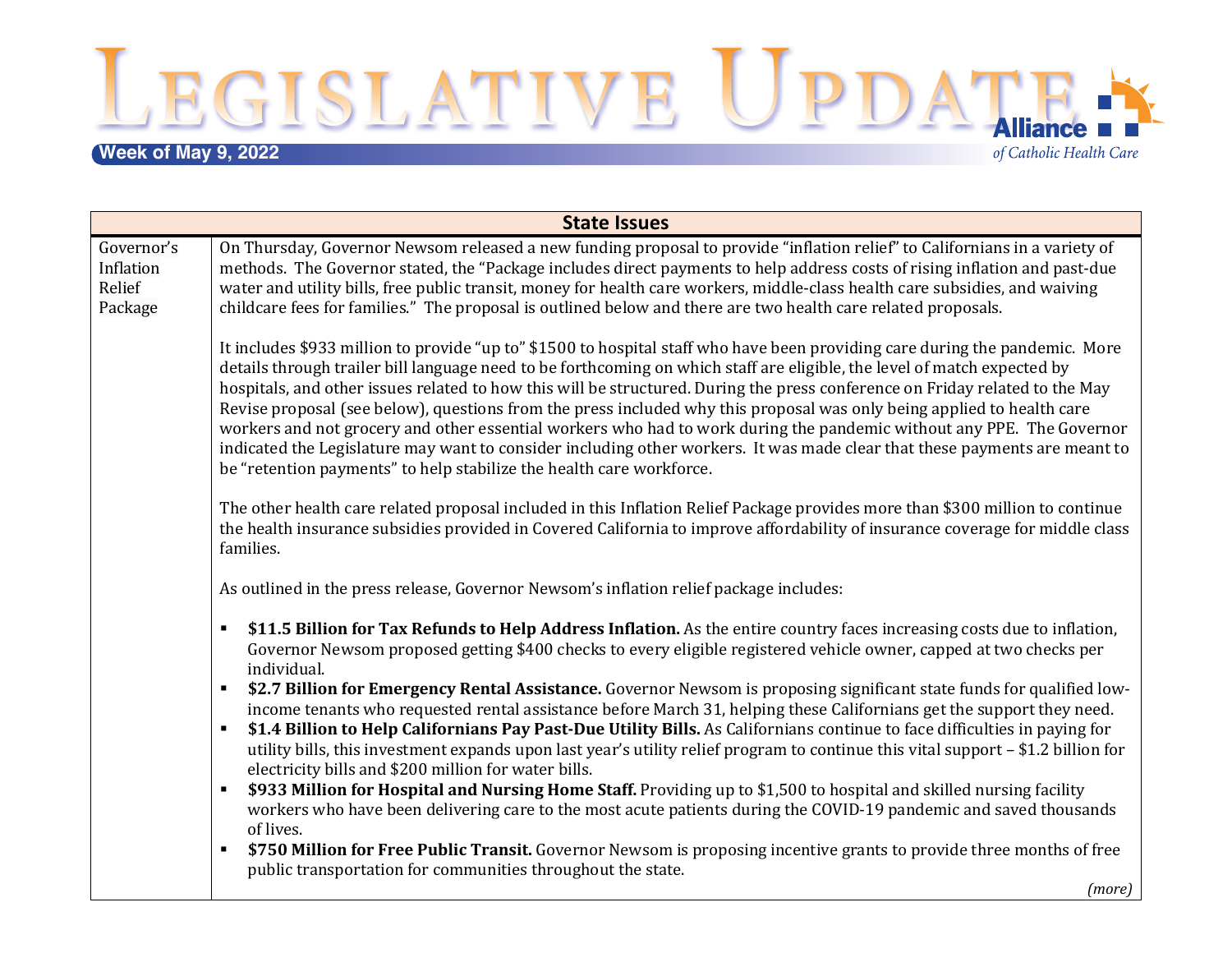# Legislative Update

**Week of May 9, 2022**

Alliance of Catholic Health Care

| State Issues | |
|---|---|
| Governor's Inflation Relief Package | On Thursday, Governor Newsom released a new funding proposal to provide "inflation relief" to Californians in a variety of methods. The Governor stated, the "Package includes direct payments to help address costs of rising inflation and past-due water and utility bills, free public transit, money for health care workers, middle-class health care subsidies, and waiving childcare fees for families." The proposal is outlined below and there are two health care related proposals.<br><br>It includes $933 million to provide "up to" $1500 to hospital staff who have been providing care during the pandemic. More details through trailer bill language need to be forthcoming on which staff are eligible, the level of match expected by hospitals, and other issues related to how this will be structured. During the press conference on Friday related to the May Revise proposal (see below), questions from the press included why this proposal was only being applied to health care workers and not grocery and other essential workers who had to work during the pandemic without any PPE. The Governor indicated the Legislature may want to consider including other workers. It was made clear that these payments are meant to be "retention payments" to help stabilize the health care workforce.<br><br>The other health care related proposal included in this Inflation Relief Package provides more than $300 million to continue the health insurance subsidies provided in Covered California to improve affordability of insurance coverage for middle class families.<br><br>As outlined in the press release, Governor Newsom's inflation relief package includes:<br><br>▪ **$11.5 Billion for Tax Refunds to Help Address Inflation.** As the entire country faces increasing costs due to inflation, Governor Newsom proposed getting $400 checks to every eligible registered vehicle owner, capped at two checks per individual.<br>▪ **$2.7 Billion for Emergency Rental Assistance.** Governor Newsom is proposing significant state funds for qualified low-income tenants who requested rental assistance before March 31, helping these Californians get the support they need.<br>▪ **$1.4 Billion to Help Californians Pay Past-Due Utility Bills.** As Californians continue to face difficulties in paying for utility bills, this investment expands upon last year's utility relief program to continue this vital support – $1.2 billion for electricity bills and $200 million for water bills.<br>▪ **$933 Million for Hospital and Nursing Home Staff.** Providing up to $1,500 to hospital and skilled nursing facility workers who have been delivering care to the most acute patients during the COVID-19 pandemic and saved thousands of lives.<br>▪ **$750 Million for Free Public Transit.** Governor Newsom is proposing incentive grants to provide three months of free public transportation for communities throughout the state.<br><br>*(more)* |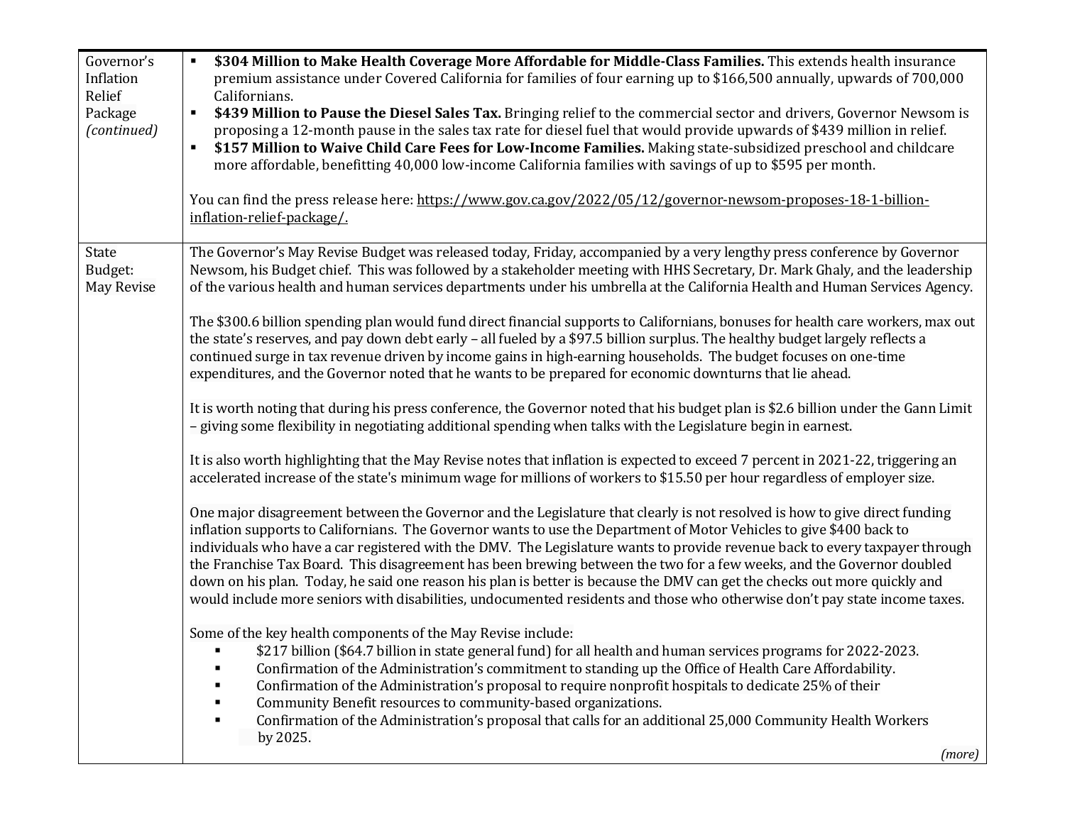| | |
|---|---|
| Governor's Inflation Relief Package *(continued)* | ▪ **\$304 Million to Make Health Coverage More Affordable for Middle-Class Families.** This extends health insurance premium assistance under Covered California for families of four earning up to \$166,500 annually, upwards of 700,000 Californians.<br>▪ **\$439 Million to Pause the Diesel Sales Tax.** Bringing relief to the commercial sector and drivers, Governor Newsom is proposing a 12-month pause in the sales tax rate for diesel fuel that would provide upwards of \$439 million in relief.<br>▪ **\$157 Million to Waive Child Care Fees for Low-Income Families.** Making state-subsidized preschool and childcare more affordable, benefitting 40,000 low-income California families with savings of up to \$595 per month.<br><br>You can find the press release here: https://www.gov.ca.gov/2022/05/12/governor-newsom-proposes-18-1-billion-inflation-relief-package/. |
| State Budget: May Revise | The Governor's May Revise Budget was released today, Friday, accompanied by a very lengthy press conference by Governor Newsom, his Budget chief. This was followed by a stakeholder meeting with HHS Secretary, Dr. Mark Ghaly, and the leadership of the various health and human services departments under his umbrella at the California Health and Human Services Agency.<br><br>The \$300.6 billion spending plan would fund direct financial supports to Californians, bonuses for health care workers, max out the state's reserves, and pay down debt early – all fueled by a \$97.5 billion surplus. The healthy budget largely reflects a continued surge in tax revenue driven by income gains in high-earning households. The budget focuses on one-time expenditures, and the Governor noted that he wants to be prepared for economic downturns that lie ahead.<br><br>It is worth noting that during his press conference, the Governor noted that his budget plan is \$2.6 billion under the Gann Limit – giving some flexibility in negotiating additional spending when talks with the Legislature begin in earnest.<br><br>It is also worth highlighting that the May Revise notes that inflation is expected to exceed 7 percent in 2021-22, triggering an accelerated increase of the state's minimum wage for millions of workers to \$15.50 per hour regardless of employer size.<br><br>One major disagreement between the Governor and the Legislature that clearly is not resolved is how to give direct funding inflation supports to Californians. The Governor wants to use the Department of Motor Vehicles to give \$400 back to individuals who have a car registered with the DMV. The Legislature wants to provide revenue back to every taxpayer through the Franchise Tax Board. This disagreement has been brewing between the two for a few weeks, and the Governor doubled down on his plan. Today, he said one reason his plan is better is because the DMV can get the checks out more quickly and would include more seniors with disabilities, undocumented residents and those who otherwise don't pay state income taxes.<br><br>Some of the key health components of the May Revise include:<br>▪ \$217 billion (\$64.7 billion in state general fund) for all health and human services programs for 2022-2023.<br>▪ Confirmation of the Administration's commitment to standing up the Office of Health Care Affordability.<br>▪ Confirmation of the Administration's proposal to require nonprofit hospitals to dedicate 25% of their<br>▪ Community Benefit resources to community-based organizations.<br>▪ Confirmation of the Administration's proposal that calls for an additional 25,000 Community Health Workers by 2025.<br><br>*(more)* |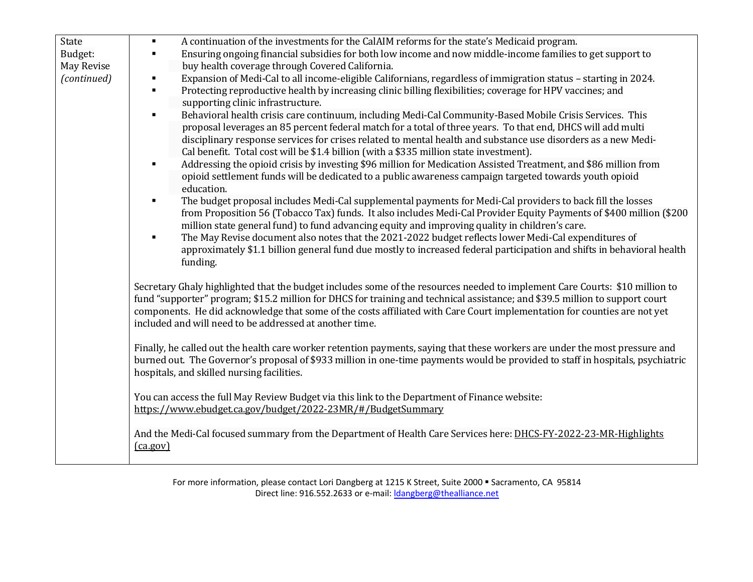| | |
|---|---|
| State Budget: May Revise *(continued)* | ▪ A continuation of the investments for the CalAIM reforms for the state's Medicaid program.<br>▪ Ensuring ongoing financial subsidies for both low income and now middle-income families to get support to buy health coverage through Covered California.<br>▪ Expansion of Medi-Cal to all income-eligible Californians, regardless of immigration status – starting in 2024.<br>▪ Protecting reproductive health by increasing clinic billing flexibilities; coverage for HPV vaccines; and supporting clinic infrastructure.<br>▪ Behavioral health crisis care continuum, including Medi-Cal Community-Based Mobile Crisis Services. This proposal leverages an 85 percent federal match for a total of three years. To that end, DHCS will add multi disciplinary response services for crises related to mental health and substance use disorders as a new Medi-Cal benefit. Total cost will be $1.4 billion (with a $335 million state investment).<br>▪ Addressing the opioid crisis by investing $96 million for Medication Assisted Treatment, and $86 million from opioid settlement funds will be dedicated to a public awareness campaign targeted towards youth opioid education.<br>▪ The budget proposal includes Medi-Cal supplemental payments for Medi-Cal providers to back fill the losses from Proposition 56 (Tobacco Tax) funds. It also includes Medi-Cal Provider Equity Payments of $400 million ($200 million state general fund) to fund advancing equity and improving quality in children's care.<br>▪ The May Revise document also notes that the 2021-2022 budget reflects lower Medi-Cal expenditures of approximately $1.1 billion general fund due mostly to increased federal participation and shifts in behavioral health funding.<br><br>Secretary Ghaly highlighted that the budget includes some of the resources needed to implement Care Courts: $10 million to fund "supporter" program; $15.2 million for DHCS for training and technical assistance; and $39.5 million to support court components. He did acknowledge that some of the costs affiliated with Care Court implementation for counties are not yet included and will need to be addressed at another time.<br><br>Finally, he called out the health care worker retention payments, saying that these workers are under the most pressure and burned out. The Governor's proposal of $933 million in one-time payments would be provided to staff in hospitals, psychiatric hospitals, and skilled nursing facilities.<br><br>You can access the full May Review Budget via this link to the Department of Finance website: https://www.ebudget.ca.gov/budget/2022-23MR/#/BudgetSummary<br><br>And the Medi-Cal focused summary from the Department of Health Care Services here: DHCS-FY-2022-23-MR-Highlights (ca.gov) |

For more information, please contact Lori Dangberg at 1215 K Street, Suite 2000 ▪ Sacramento, CA 95814
Direct line: 916.552.2633 or e-mail: ldangberg@thealliance.net